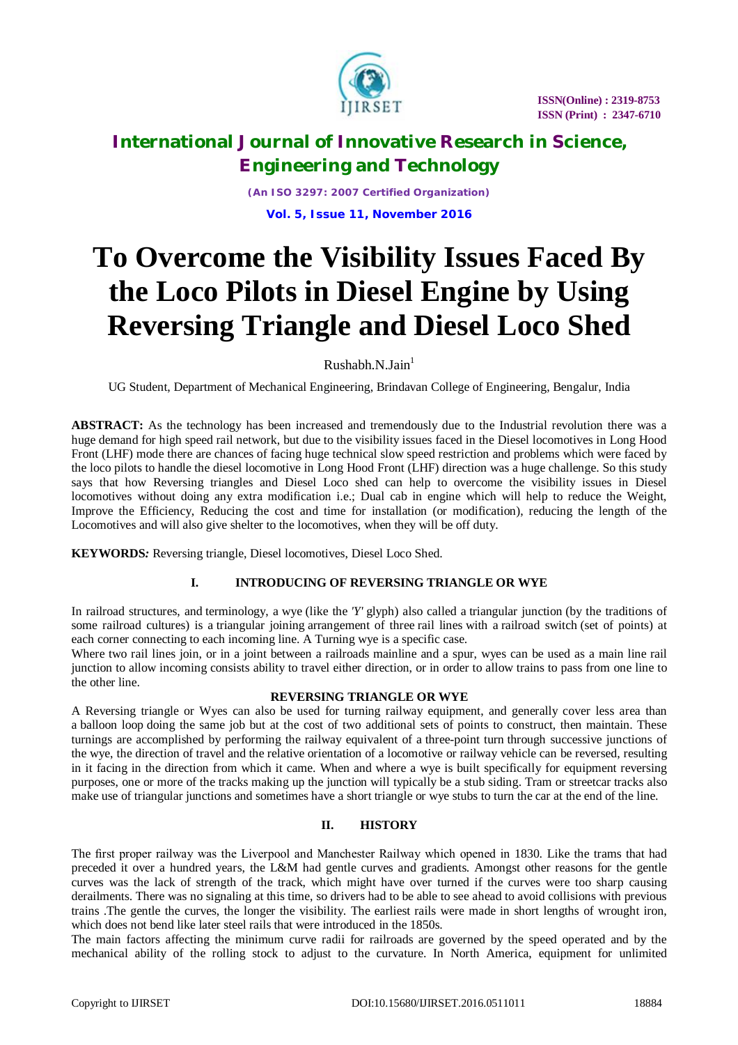# To Overcome the Visibility Issues Faced By the Loco Pilots in Diesel Engine by Using Reversing Triangle and Diesel Loco Shed

Rushabh.N.Jain[1]

UG Student, Department of Mechanical Engineering, Brindavan College of Engineering, Bengalur, India

**ABSTRACT:** As the technology has been increased and tremendously due to the Industrial revolution there was a huge demand for high speed rail network, but due to the visibility issues faced in the Diesel locomotives in Long Hood Front (LHF) mode there are chances of facing huge technical slow speed restriction and problems which were faced by the loco pilots to handle the diesel locomotive in Long Hood Front (LHF) direction was a huge challenge. So this study says that how Reversing triangles and Diesel Loco shed can help to overcome the visibility issues in Diesel locomotives without doing any extra modification i.e.; Dual cab in engine which will help to reduce the Weight, Improve the Efficiency, Reducing the cost and time for installation (or modification), reducing the length of the Locomotives and will also give shelter to the locomotives, when they will be off duty.

**KEYWORDS***:* Reversing triangle, Diesel locomotives, Diesel Loco Shed.

## I. INTRODUCING OF REVERSING TRIANGLE OR WYE

In railroad structures, and terminology, a wye (like the *'Y'* glyph) also called a triangular junction (by the traditions of some railroad cultures) is a triangular joining arrangement of three rail lines with a railroad switch (set of points) at each corner connecting to each incoming line. A Turning wye is a specific case.

Where two rail lines join, or in a joint between a railroads mainline and a spur, wyes can be used as a main line rail junction to allow incoming consists ability to travel either direction, or in order to allow trains to pass from one line to the other line.

### REVERSING TRIANGLE OR WYE

A Reversing triangle or Wyes can also be used for turning railway equipment, and generally cover less area than a balloon loop doing the same job but at the cost of two additional sets of points to construct, then maintain. These turnings are accomplished by performing the railway equivalent of a three-point turn through successive junctions of the wye, the direction of travel and the relative orientation of a locomotive or railway vehicle can be reversed, resulting in it facing in the direction from which it came. When and where a wye is built specifically for equipment reversing purposes, one or more of the tracks making up the junction will typically be a stub siding. Tram or streetcar tracks also make use of triangular junctions and sometimes have a short triangle or wye stubs to turn the car at the end of the line.

## II. HISTORY

The first proper railway was the Liverpool and Manchester Railway which opened in 1830. Like the trams that had preceded it over a hundred years, the L&M had gentle curves and gradients. Amongst other reasons for the gentle curves was the lack of strength of the track, which might have over turned if the curves were too sharp causing derailments. There was no signaling at this time, so drivers had to be able to see ahead to avoid collisions with previous trains .The gentle the curves, the longer the visibility. The earliest rails were made in short lengths of wrought iron, which does not bend like later steel rails that were introduced in the 1850s.

The main factors affecting the minimum curve radii for railroads are governed by the speed operated and by the mechanical ability of the rolling stock to adjust to the curvature. In North America, equipment for unlimited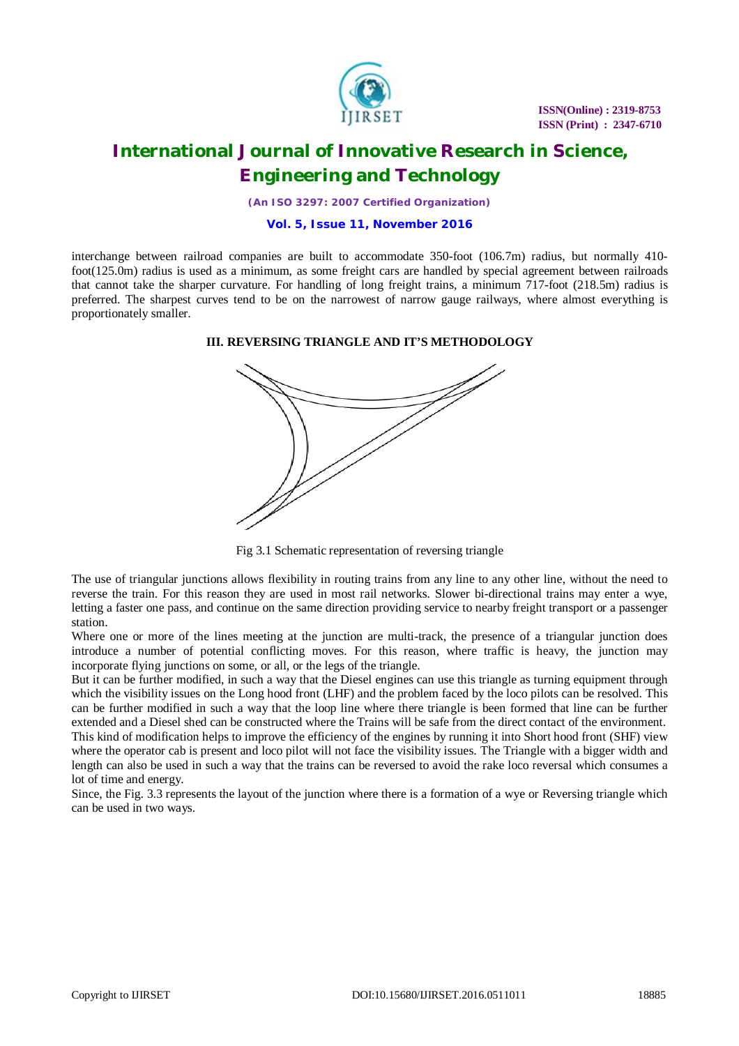interchange between railroad companies are built to accommodate 350-foot (106.7m) radius, but normally 410-foot(125.0m) radius is used as a minimum, as some freight cars are handled by special agreement between railroads that cannot take the sharper curvature. For handling of long freight trains, a minimum 717-foot (218.5m) radius is preferred. The sharpest curves tend to be on the narrowest of narrow gauge railways, where almost everything is proportionately smaller.

## III. REVERSING TRIANGLE AND IT'S METHODOLOGY

Fig 3.1 Schematic representation of reversing triangle

The use of triangular junctions allows flexibility in routing trains from any line to any other line, without the need to reverse the train. For this reason they are used in most rail networks. Slower bi-directional trains may enter a wye, letting a faster one pass, and continue on the same direction providing service to nearby freight transport or a passenger station.

Where one or more of the lines meeting at the junction are multi-track, the presence of a triangular junction does introduce a number of potential conflicting moves. For this reason, where traffic is heavy, the junction may incorporate flying junctions on some, or all, or the legs of the triangle.

But it can be further modified, in such a way that the Diesel engines can use this triangle as turning equipment through which the visibility issues on the Long hood front (LHF) and the problem faced by the loco pilots can be resolved. This can be further modified in such a way that the loop line where there triangle is been formed that line can be further extended and a Diesel shed can be constructed where the Trains will be safe from the direct contact of the environment.

This kind of modification helps to improve the efficiency of the engines by running it into Short hood front (SHF) view where the operator cab is present and loco pilot will not face the visibility issues. The Triangle with a bigger width and length can also be used in such a way that the trains can be reversed to avoid the rake loco reversal which consumes a lot of time and energy.

Since, the Fig. 3.3 represents the layout of the junction where there is a formation of a wye or Reversing triangle which can be used in two ways.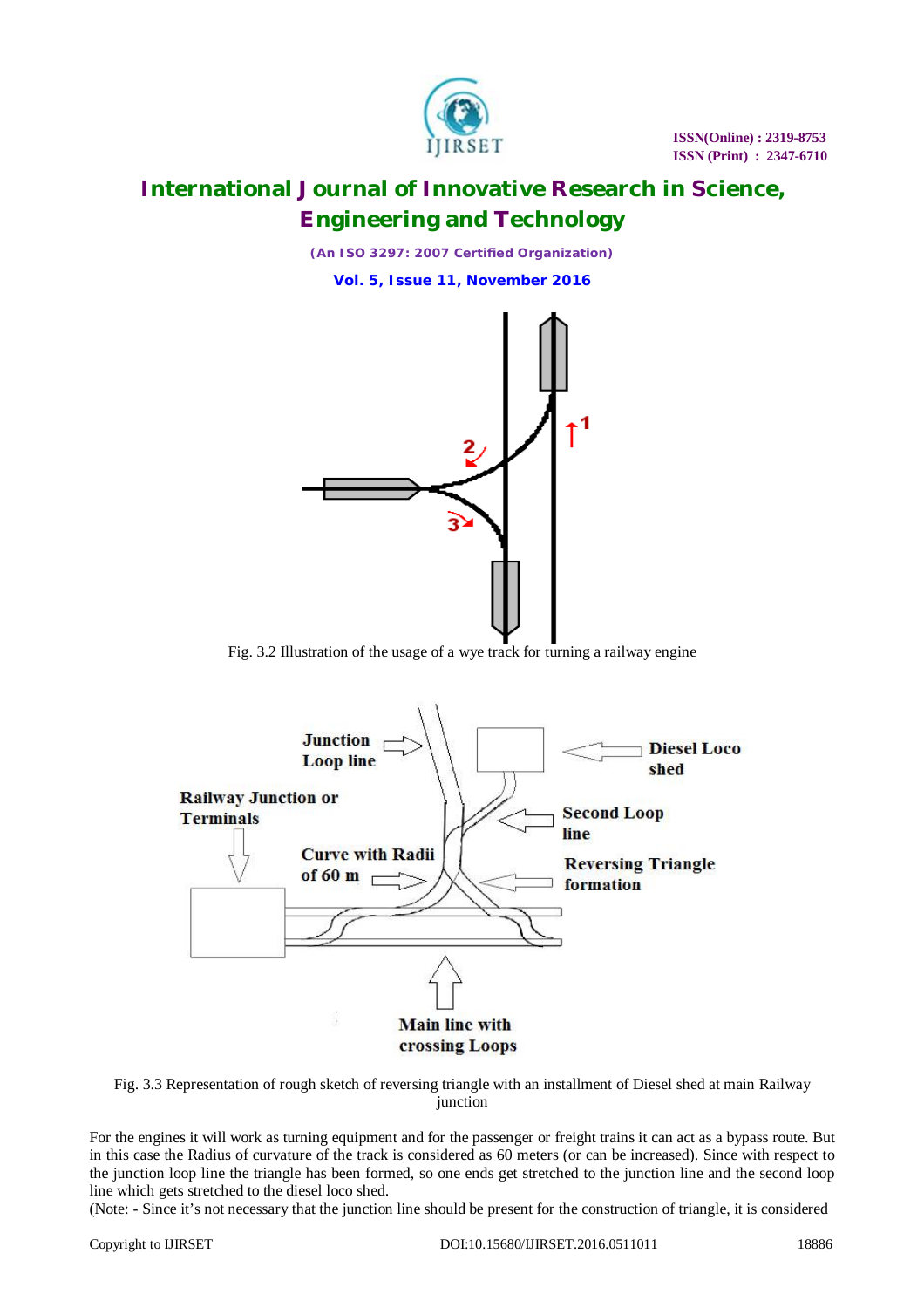Fig. 3.2 Illustration of the usage of a wye track for turning a railway engine

Fig. 3.3 Representation of rough sketch of reversing triangle with an installment of Diesel shed at main Railway junction

For the engines it will work as turning equipment and for the passenger or freight trains it can act as a bypass route. But in this case the Radius of curvature of the track is considered as 60 meters (or can be increased). Since with respect to the junction loop line the triangle has been formed, so one ends get stretched to the junction line and the second loop line which gets stretched to the diesel loco shed.

(Note: - Since it's not necessary that the junction line should be present for the construction of triangle, it is considered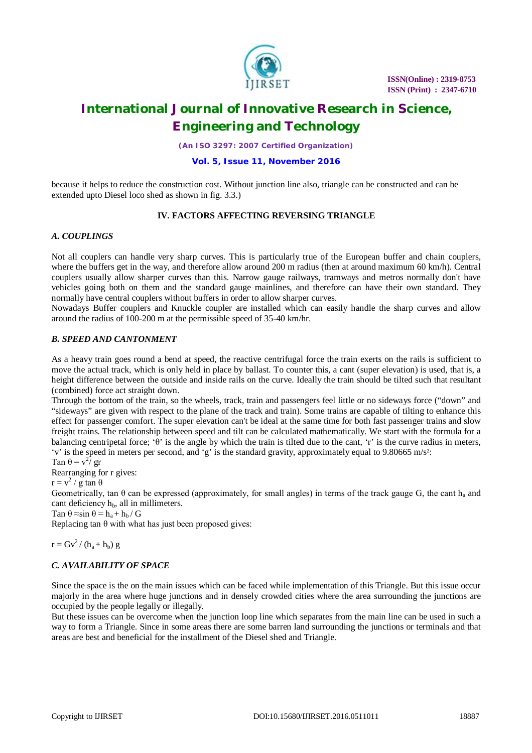because it helps to reduce the construction cost. Without junction line also, triangle can be constructed and can be extended upto Diesel loco shed as shown in fig. 3.3.)

## IV. FACTORS AFFECTING REVERSING TRIANGLE

### *A. COUPLINGS*

Not all couplers can handle very sharp curves. This is particularly true of the European buffer and chain couplers, where the buffers get in the way, and therefore allow around 200 m radius (then at around maximum 60 km/h). Central couplers usually allow sharper curves than this. Narrow gauge railways, tramways and metros normally don't have vehicles going both on them and the standard gauge mainlines, and therefore can have their own standard. They normally have central couplers without buffers in order to allow sharper curves.

Nowadays Buffer couplers and Knuckle coupler are installed which can easily handle the sharp curves and allow around the radius of 100-200 m at the permissible speed of 35-40 km/hr.

### *B. SPEED AND CANTONMENT*

As a heavy train goes round a bend at speed, the reactive centrifugal force the train exerts on the rails is sufficient to move the actual track, which is only held in place by ballast. To counter this, a cant (super elevation) is used, that is, a height difference between the outside and inside rails on the curve. Ideally the train should be tilted such that resultant (combined) force act straight down.

Through the bottom of the train, so the wheels, track, train and passengers feel little or no sideways force ("down" and "sideways" are given with respect to the plane of the track and train). Some trains are capable of tilting to enhance this effect for passenger comfort. The super elevation can't be ideal at the same time for both fast passenger trains and slow freight trains. The relationship between speed and tilt can be calculated mathematically. We start with the formula for a balancing centripetal force; 'θ' is the angle by which the train is tilted due to the cant, 'r' is the curve radius in meters, 'v' is the speed in meters per second, and 'g' is the standard gravity, approximately equal to 9.80665 m/s²:

$$\tan\theta = v^2 / gr$$

Rearranging for r gives:

$$r = v^2 / g \tan\theta$$

Geometrically, tan θ can be expressed (approximately, for small angles) in terms of the track gauge G, the cant $h_a$ and cant deficiency $h_b$, all in millimeters.

$$\tan\theta \approx \sin\theta = h_a + h_b / G$$

Replacing tan θ with what has just been proposed gives:

$$r = Gv^2 / (h_a + h_b)\, g$$

### *C. AVAILABILITY OF SPACE*

Since the space is the on the main issues which can be faced while implementation of this Triangle. But this issue occur majorly in the area where huge junctions and in densely crowded cities where the area surrounding the junctions are occupied by the people legally or illegally.

But these issues can be overcome when the junction loop line which separates from the main line can be used in such a way to form a Triangle. Since in some areas there are some barren land surrounding the junctions or terminals and that areas are best and beneficial for the installment of the Diesel shed and Triangle.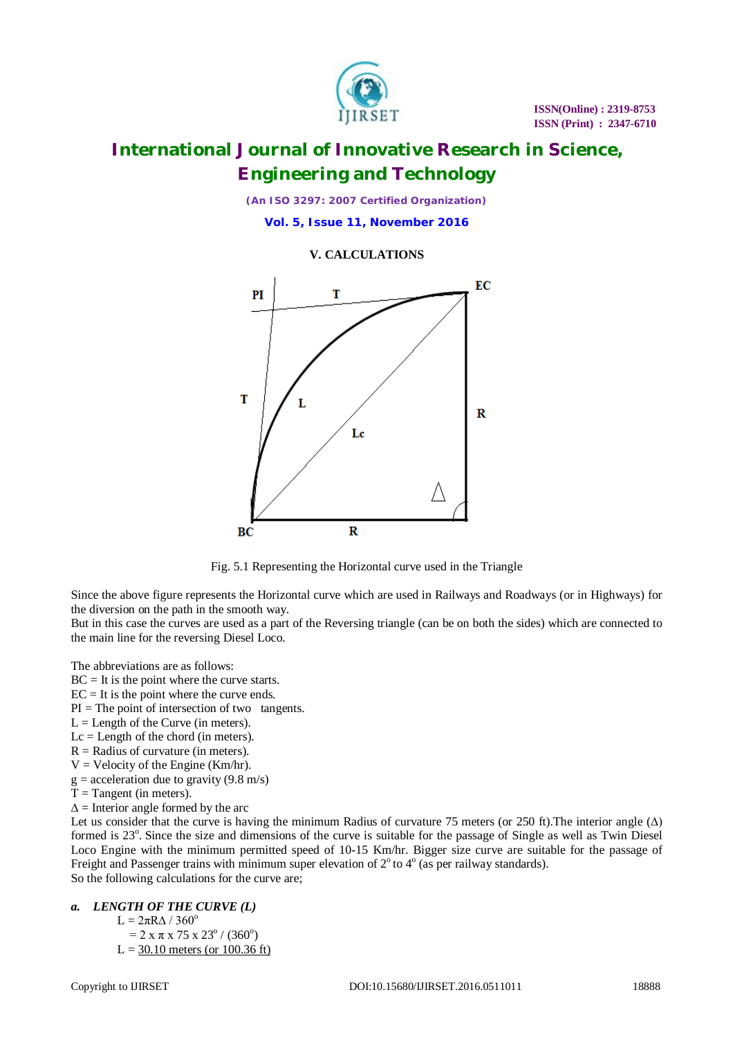## V. CALCULATIONS

Fig. 5.1 Representing the Horizontal curve used in the Triangle

Since the above figure represents the Horizontal curve which are used in Railways and Roadways (or in Highways) for the diversion on the path in the smooth way.
But in this case the curves are used as a part of the Reversing triangle (can be on both the sides) which are connected to the main line for the reversing Diesel Loco.

The abbreviations are as follows:
BC = It is the point where the curve starts.
EC = It is the point where the curve ends.
PI = The point of intersection of two tangents.
L = Length of the Curve (in meters).
Lc = Length of the chord (in meters).
R = Radius of curvature (in meters).
V = Velocity of the Engine (Km/hr).
g = acceleration due to gravity (9.8 m/s)
T = Tangent (in meters).
$\Delta$ = Interior angle formed by the arc
Let us consider that the curve is having the minimum Radius of curvature 75 meters (or 250 ft).The interior angle ($\Delta$) formed is $23^o$. Since the size and dimensions of the curve is suitable for the passage of Single as well as Twin Diesel Loco Engine with the minimum permitted speed of 10-15 Km/hr. Bigger size curve are suitable for the passage of Freight and Passenger trains with minimum super elevation of $2^o$ to $4^o$ (as per railway standards).
So the following calculations for the curve are;

***a. LENGTH OF THE CURVE (L)***

$L = 2\pi R\Delta / 360^o$

$= 2 \times \pi \times 75 \times 23^o / (360^o)$

L = <u>30.10 meters (or 100.36 ft)</u>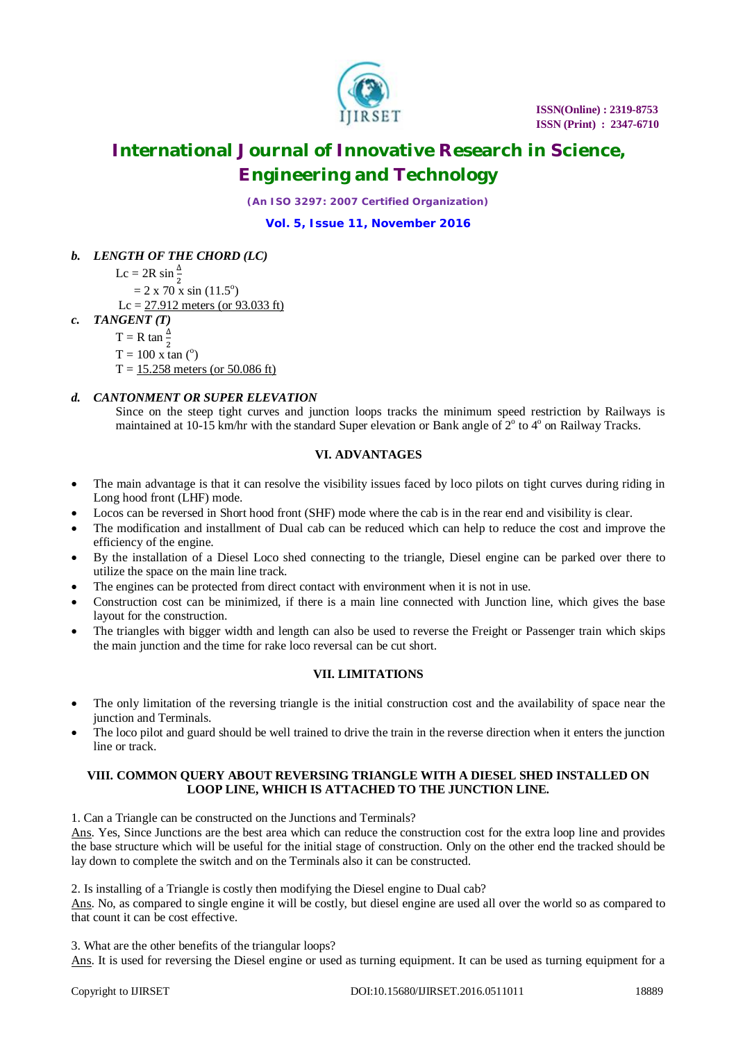### *b. LENGTH OF THE CHORD (LC)*

$Lc = 2R \sin \frac{\Delta}{2}$

$= 2 \times 70 \times \sin (11.5^o)$

Lc = <u>27.912 meters (or 93.033 ft)</u>

### *c. TANGENT (T)*

$T = R \tan \frac{\Delta}{2}$

$T = 100 \times \tan (^o)$

T = <u>15.258 meters (or 50.086 ft)</u>

### *d. CANTONMENT OR SUPER ELEVATION*

Since on the steep tight curves and junction loops tracks the minimum speed restriction by Railways is maintained at 10-15 km/hr with the standard Super elevation or Bank angle of $2^o$ to $4^o$ on Railway Tracks.

## VI. ADVANTAGES

- The main advantage is that it can resolve the visibility issues faced by loco pilots on tight curves during riding in Long hood front (LHF) mode.
- Locos can be reversed in Short hood front (SHF) mode where the cab is in the rear end and visibility is clear.
- The modification and installment of Dual cab can be reduced which can help to reduce the cost and improve the efficiency of the engine.
- By the installation of a Diesel Loco shed connecting to the triangle, Diesel engine can be parked over there to utilize the space on the main line track.
- The engines can be protected from direct contact with environment when it is not in use.
- Construction cost can be minimized, if there is a main line connected with Junction line, which gives the base layout for the construction.
- The triangles with bigger width and length can also be used to reverse the Freight or Passenger train which skips the main junction and the time for rake loco reversal can be cut short.

## VII. LIMITATIONS

- The only limitation of the reversing triangle is the initial construction cost and the availability of space near the junction and Terminals.
- The loco pilot and guard should be well trained to drive the train in the reverse direction when it enters the junction line or track.

## VIII. COMMON QUERY ABOUT REVERSING TRIANGLE WITH A DIESEL SHED INSTALLED ON LOOP LINE, WHICH IS ATTACHED TO THE JUNCTION LINE.

1. Can a Triangle can be constructed on the Junctions and Terminals?

<u>Ans</u>. Yes, Since Junctions are the best area which can reduce the construction cost for the extra loop line and provides the base structure which will be useful for the initial stage of construction. Only on the other end the tracked should be lay down to complete the switch and on the Terminals also it can be constructed.

2. Is installing of a Triangle is costly then modifying the Diesel engine to Dual cab?

<u>Ans</u>. No, as compared to single engine it will be costly, but diesel engine are used all over the world so as compared to that count it can be cost effective.

3. What are the other benefits of the triangular loops?

<u>Ans</u>. It is used for reversing the Diesel engine or used as turning equipment. It can be used as turning equipment for a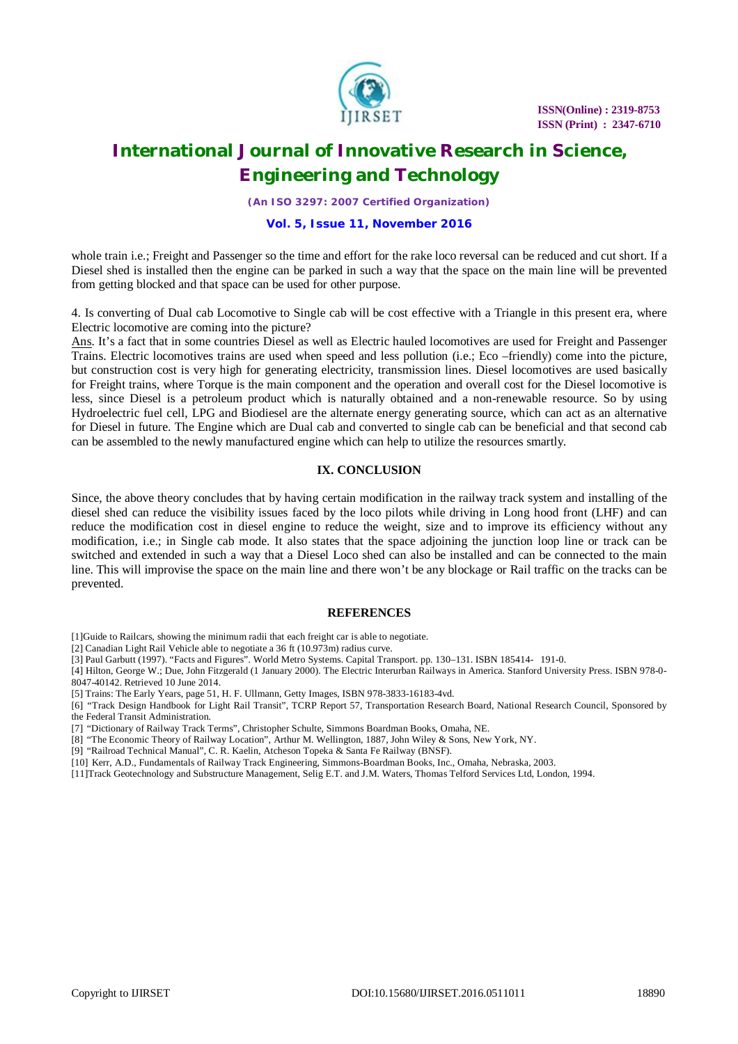whole train i.e.; Freight and Passenger so the time and effort for the rake loco reversal can be reduced and cut short. If a Diesel shed is installed then the engine can be parked in such a way that the space on the main line will be prevented from getting blocked and that space can be used for other purpose.

4. Is converting of Dual cab Locomotive to Single cab will be cost effective with a Triangle in this present era, where Electric locomotive are coming into the picture?

Ans. It's a fact that in some countries Diesel as well as Electric hauled locomotives are used for Freight and Passenger Trains. Electric locomotives trains are used when speed and less pollution (i.e.; Eco –friendly) come into the picture, but construction cost is very high for generating electricity, transmission lines. Diesel locomotives are used basically for Freight trains, where Torque is the main component and the operation and overall cost for the Diesel locomotive is less, since Diesel is a petroleum product which is naturally obtained and a non-renewable resource. So by using Hydroelectric fuel cell, LPG and Biodiesel are the alternate energy generating source, which can act as an alternative for Diesel in future. The Engine which are Dual cab and converted to single cab can be beneficial and that second cab can be assembled to the newly manufactured engine which can help to utilize the resources smartly.

## IX. CONCLUSION

Since, the above theory concludes that by having certain modification in the railway track system and installing of the diesel shed can reduce the visibility issues faced by the loco pilots while driving in Long hood front (LHF) and can reduce the modification cost in diesel engine to reduce the weight, size and to improve its efficiency without any modification, i.e.; in Single cab mode. It also states that the space adjoining the junction loop line or track can be switched and extended in such a way that a Diesel Loco shed can also be installed and can be connected to the main line. This will improvise the space on the main line and there won't be any blockage or Rail traffic on the tracks can be prevented.

## REFERENCES

[1]Guide to Railcars, showing the minimum radii that each freight car is able to negotiate.

[2] Canadian Light Rail Vehicle able to negotiate a 36 ft (10.973m) radius curve.

[3] Paul Garbutt (1997). "Facts and Figures". World Metro Systems. Capital Transport. pp. 130–131. ISBN 185414- 191-0.

[4] Hilton, George W.; Due, John Fitzgerald (1 January 2000). The Electric Interurban Railways in America. Stanford University Press. ISBN 978-0-8047-40142. Retrieved 10 June 2014.

[5] Trains: The Early Years, page 51, H. F. Ullmann, Getty Images, ISBN 978-3833-16183-4vd.

[6] "Track Design Handbook for Light Rail Transit", TCRP Report 57, Transportation Research Board, National Research Council, Sponsored by the Federal Transit Administration.

[7] "Dictionary of Railway Track Terms", Christopher Schulte, Simmons Boardman Books, Omaha, NE.

[8] "The Economic Theory of Railway Location", Arthur M. Wellington, 1887, John Wiley & Sons, New York, NY.

[9] "Railroad Technical Manual", C. R. Kaelin, Atcheson Topeka & Santa Fe Railway (BNSF).

[10] Kerr, A.D., Fundamentals of Railway Track Engineering, Simmons-Boardman Books, Inc., Omaha, Nebraska, 2003.

[11]Track Geotechnology and Substructure Management, Selig E.T. and J.M. Waters, Thomas Telford Services Ltd, London, 1994.